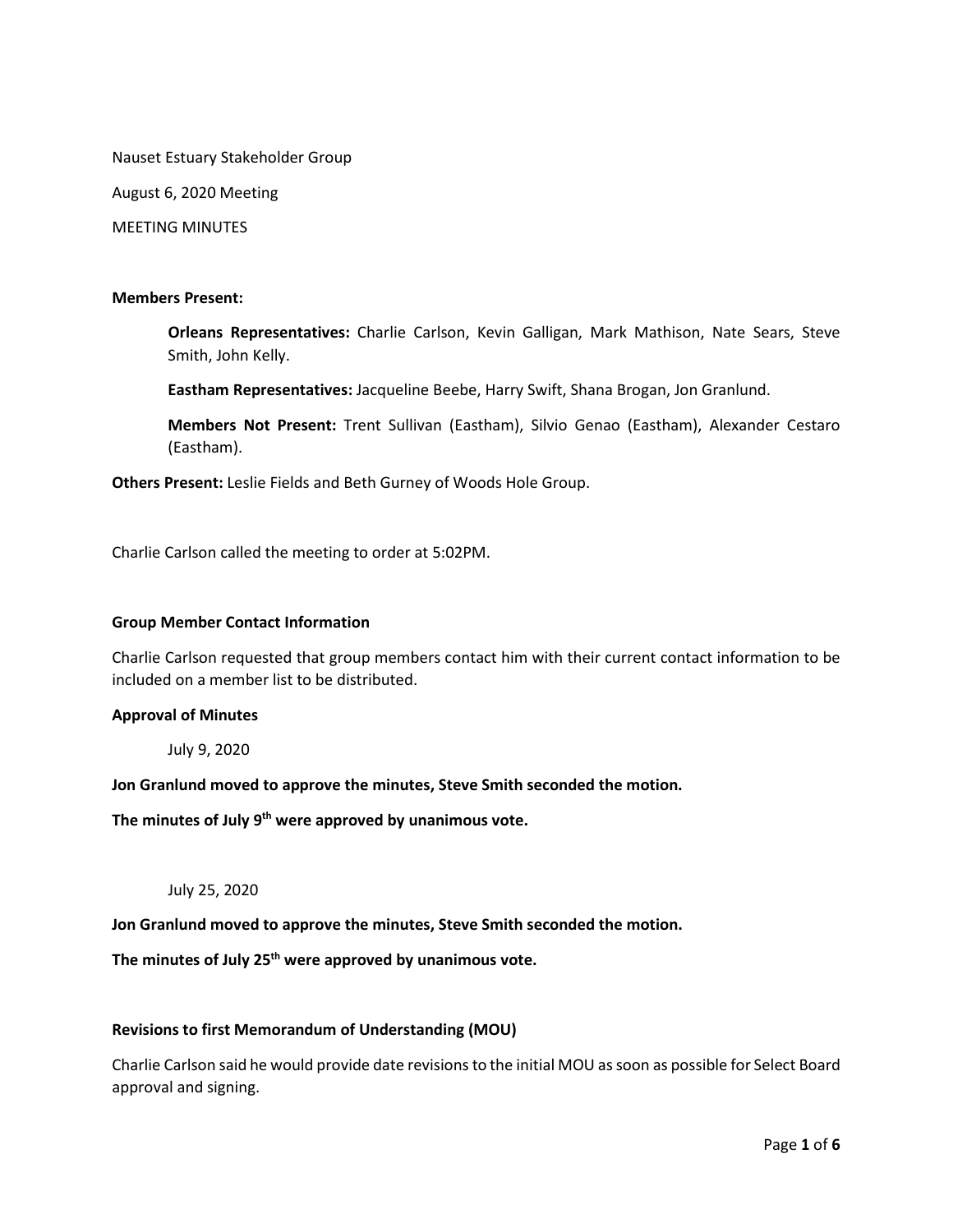Nauset Estuary Stakeholder Group

August 6, 2020 Meeting

MEETING MINUTES

**Members Present:**

> **Orleans Representatives:** Charlie Carlson, Kevin Galligan, Mark Mathison, Nate Sears, Steve Smith, John Kelly.
>
> **Eastham Representatives:** Jacqueline Beebe, Harry Swift, Shana Brogan, Jon Granlund.
>
> **Members Not Present:** Trent Sullivan (Eastham), Silvio Genao (Eastham), Alexander Cestaro (Eastham).

**Others Present:** Leslie Fields and Beth Gurney of Woods Hole Group.

Charlie Carlson called the meeting to order at 5:02PM.

**Group Member Contact Information**

Charlie Carlson requested that group members contact him with their current contact information to be included on a member list to be distributed.

**Approval of Minutes**

July 9, 2020

**Jon Granlund moved to approve the minutes, Steve Smith seconded the motion.**

**The minutes of July 9th were approved by unanimous vote.**

July 25, 2020

**Jon Granlund moved to approve the minutes, Steve Smith seconded the motion.**

**The minutes of July 25th were approved by unanimous vote.**

**Revisions to first Memorandum of Understanding (MOU)**

Charlie Carlson said he would provide date revisions to the initial MOU as soon as possible for Select Board approval and signing.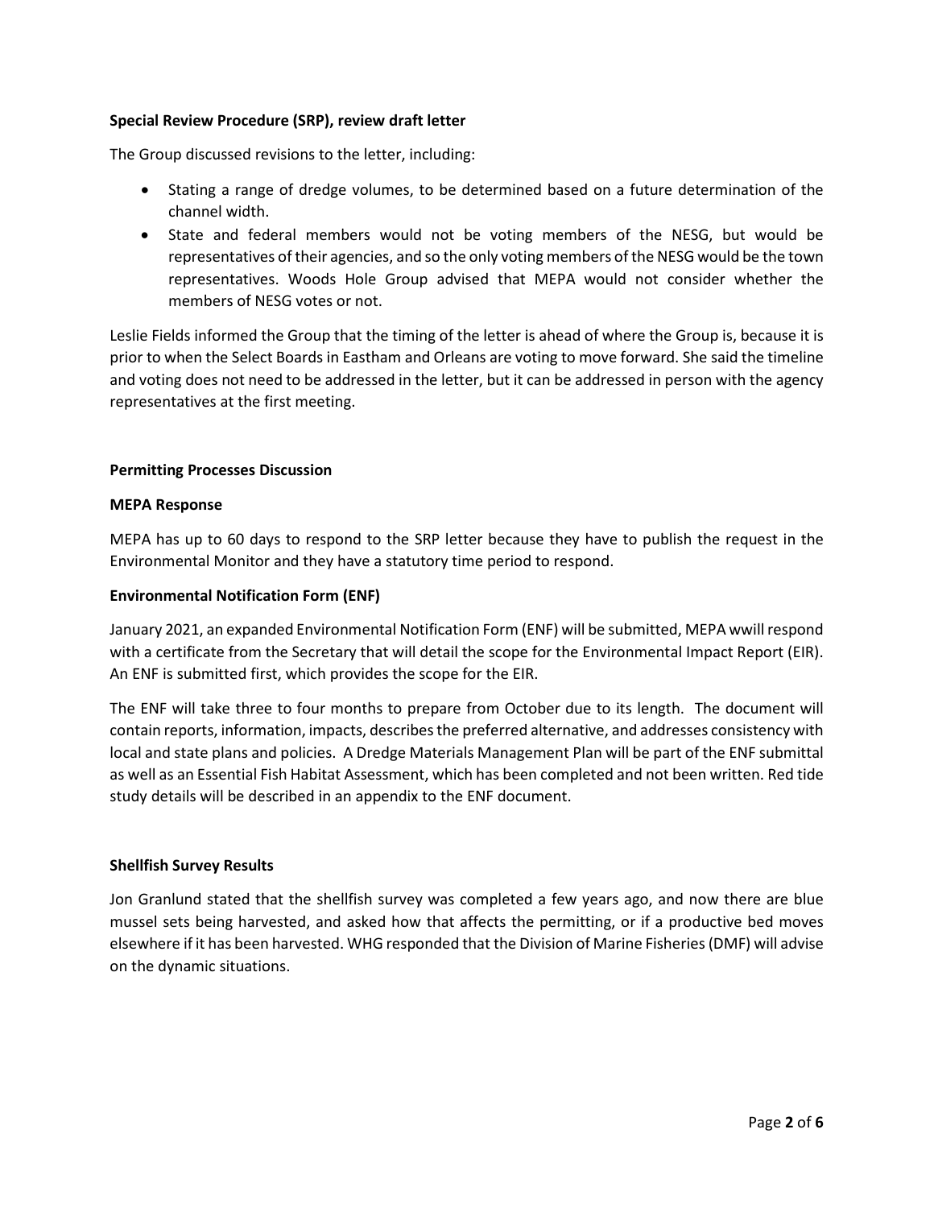**Special Review Procedure (SRP), review draft letter**

The Group discussed revisions to the letter, including:

- Stating a range of dredge volumes, to be determined based on a future determination of the channel width.
- State and federal members would not be voting members of the NESG, but would be representatives of their agencies, and so the only voting members of the NESG would be the town representatives. Woods Hole Group advised that MEPA would not consider whether the members of NESG votes or not.

Leslie Fields informed the Group that the timing of the letter is ahead of where the Group is, because it is prior to when the Select Boards in Eastham and Orleans are voting to move forward. She said the timeline and voting does not need to be addressed in the letter, but it can be addressed in person with the agency representatives at the first meeting.

**Permitting Processes Discussion**

**MEPA Response**

MEPA has up to 60 days to respond to the SRP letter because they have to publish the request in the Environmental Monitor and they have a statutory time period to respond.

**Environmental Notification Form (ENF)**

January 2021, an expanded Environmental Notification Form (ENF) will be submitted, MEPA wwill respond with a certificate from the Secretary that will detail the scope for the Environmental Impact Report (EIR). An ENF is submitted first, which provides the scope for the EIR.

The ENF will take three to four months to prepare from October due to its length. The document will contain reports, information, impacts, describes the preferred alternative, and addresses consistency with local and state plans and policies. A Dredge Materials Management Plan will be part of the ENF submittal as well as an Essential Fish Habitat Assessment, which has been completed and not been written. Red tide study details will be described in an appendix to the ENF document.

**Shellfish Survey Results**

Jon Granlund stated that the shellfish survey was completed a few years ago, and now there are blue mussel sets being harvested, and asked how that affects the permitting, or if a productive bed moves elsewhere if it has been harvested. WHG responded that the Division of Marine Fisheries (DMF) will advise on the dynamic situations.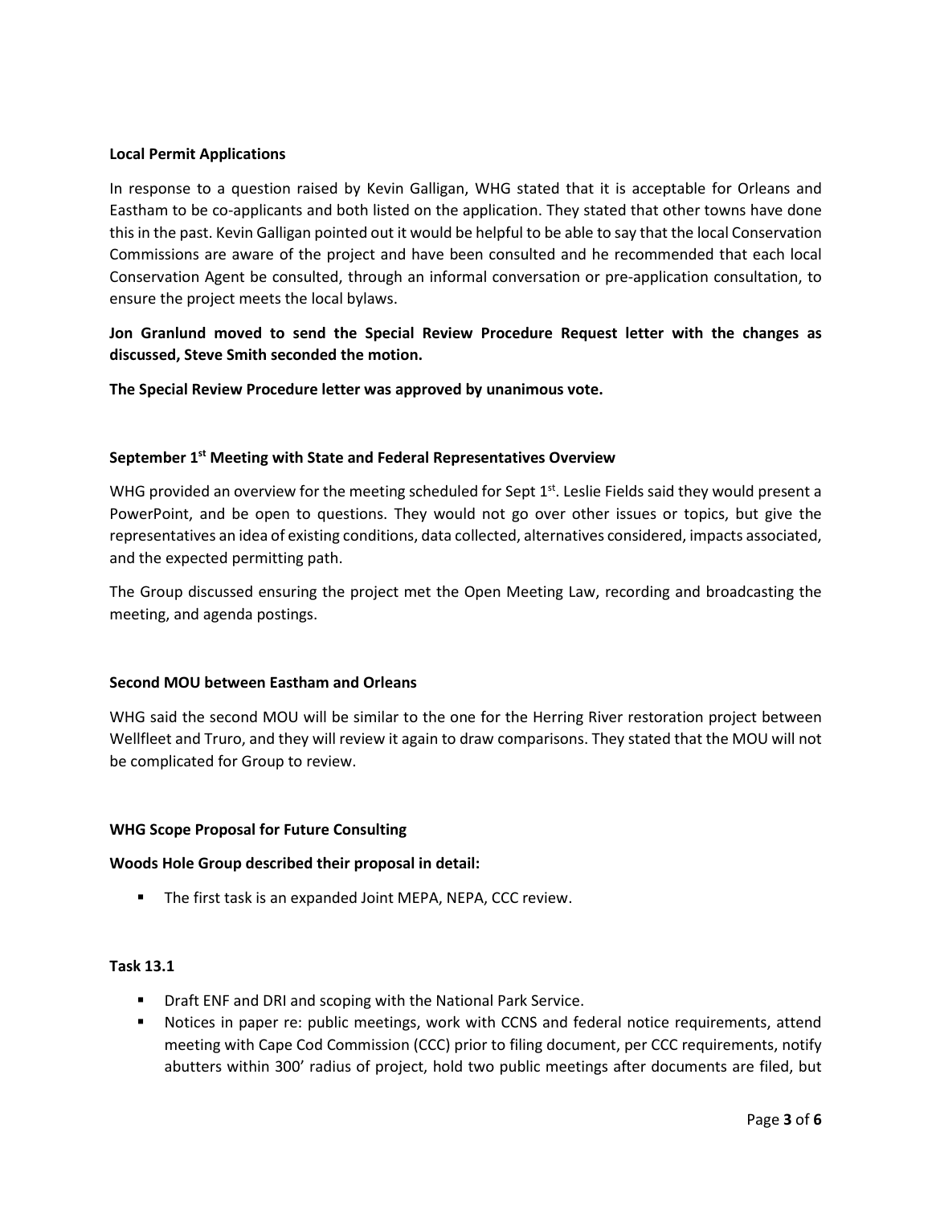**Local Permit Applications**

In response to a question raised by Kevin Galligan, WHG stated that it is acceptable for Orleans and Eastham to be co-applicants and both listed on the application. They stated that other towns have done this in the past. Kevin Galligan pointed out it would be helpful to be able to say that the local Conservation Commissions are aware of the project and have been consulted and he recommended that each local Conservation Agent be consulted, through an informal conversation or pre-application consultation, to ensure the project meets the local bylaws.

**Jon Granlund moved to send the Special Review Procedure Request letter with the changes as discussed, Steve Smith seconded the motion.**

**The Special Review Procedure letter was approved by unanimous vote.**

**September 1st Meeting with State and Federal Representatives Overview**

WHG provided an overview for the meeting scheduled for Sept 1st. Leslie Fields said they would present a PowerPoint, and be open to questions. They would not go over other issues or topics, but give the representatives an idea of existing conditions, data collected, alternatives considered, impacts associated, and the expected permitting path.

The Group discussed ensuring the project met the Open Meeting Law, recording and broadcasting the meeting, and agenda postings.

**Second MOU between Eastham and Orleans**

WHG said the second MOU will be similar to the one for the Herring River restoration project between Wellfleet and Truro, and they will review it again to draw comparisons. They stated that the MOU will not be complicated for Group to review.

**WHG Scope Proposal for Future Consulting**

**Woods Hole Group described their proposal in detail:**

- The first task is an expanded Joint MEPA, NEPA, CCC review.

**Task 13.1**

- Draft ENF and DRI and scoping with the National Park Service.
- Notices in paper re: public meetings, work with CCNS and federal notice requirements, attend meeting with Cape Cod Commission (CCC) prior to filing document, per CCC requirements, notify abutters within 300' radius of project, hold two public meetings after documents are filed, but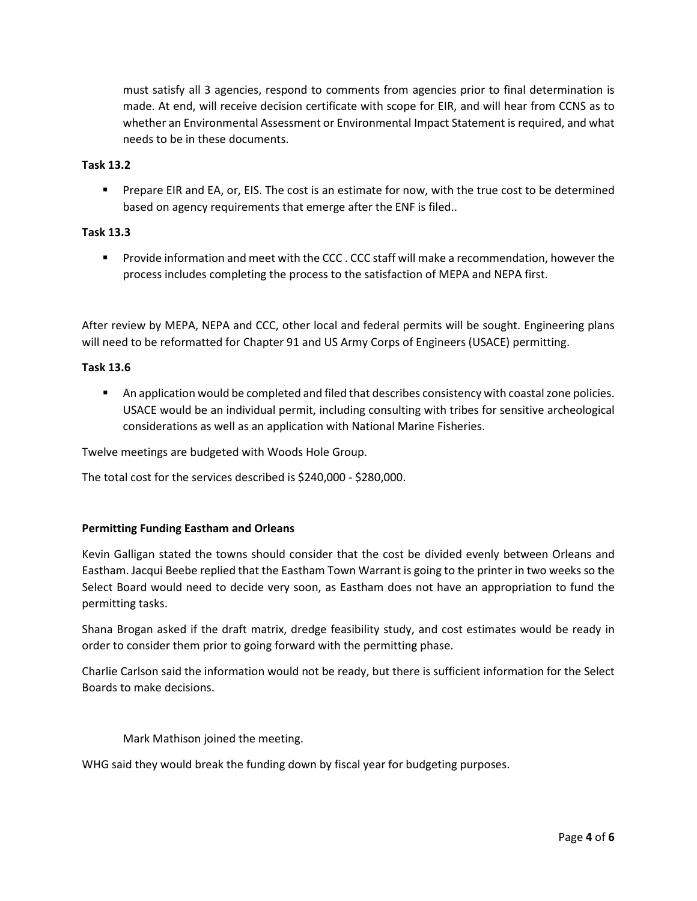must satisfy all 3 agencies, respond to comments from agencies prior to final determination is made. At end, will receive decision certificate with scope for EIR, and will hear from CCNS as to whether an Environmental Assessment or Environmental Impact Statement is required, and what needs to be in these documents.

**Task 13.2**

- Prepare EIR and EA, or, EIS. The cost is an estimate for now, with the true cost to be determined based on agency requirements that emerge after the ENF is filed..

**Task 13.3**

- Provide information and meet with the CCC . CCC staff will make a recommendation, however the process includes completing the process to the satisfaction of MEPA and NEPA first.

After review by MEPA, NEPA and CCC, other local and federal permits will be sought. Engineering plans will need to be reformatted for Chapter 91 and US Army Corps of Engineers (USACE) permitting.

**Task 13.6**

- An application would be completed and filed that describes consistency with coastal zone policies. USACE would be an individual permit, including consulting with tribes for sensitive archeological considerations as well as an application with National Marine Fisheries.

Twelve meetings are budgeted with Woods Hole Group.

The total cost for the services described is $240,000 - $280,000.

**Permitting Funding Eastham and Orleans**

Kevin Galligan stated the towns should consider that the cost be divided evenly between Orleans and Eastham. Jacqui Beebe replied that the Eastham Town Warrant is going to the printer in two weeks so the Select Board would need to decide very soon, as Eastham does not have an appropriation to fund the permitting tasks.

Shana Brogan asked if the draft matrix, dredge feasibility study, and cost estimates would be ready in order to consider them prior to going forward with the permitting phase.

Charlie Carlson said the information would not be ready, but there is sufficient information for the Select Boards to make decisions.

Mark Mathison joined the meeting.

WHG said they would break the funding down by fiscal year for budgeting purposes.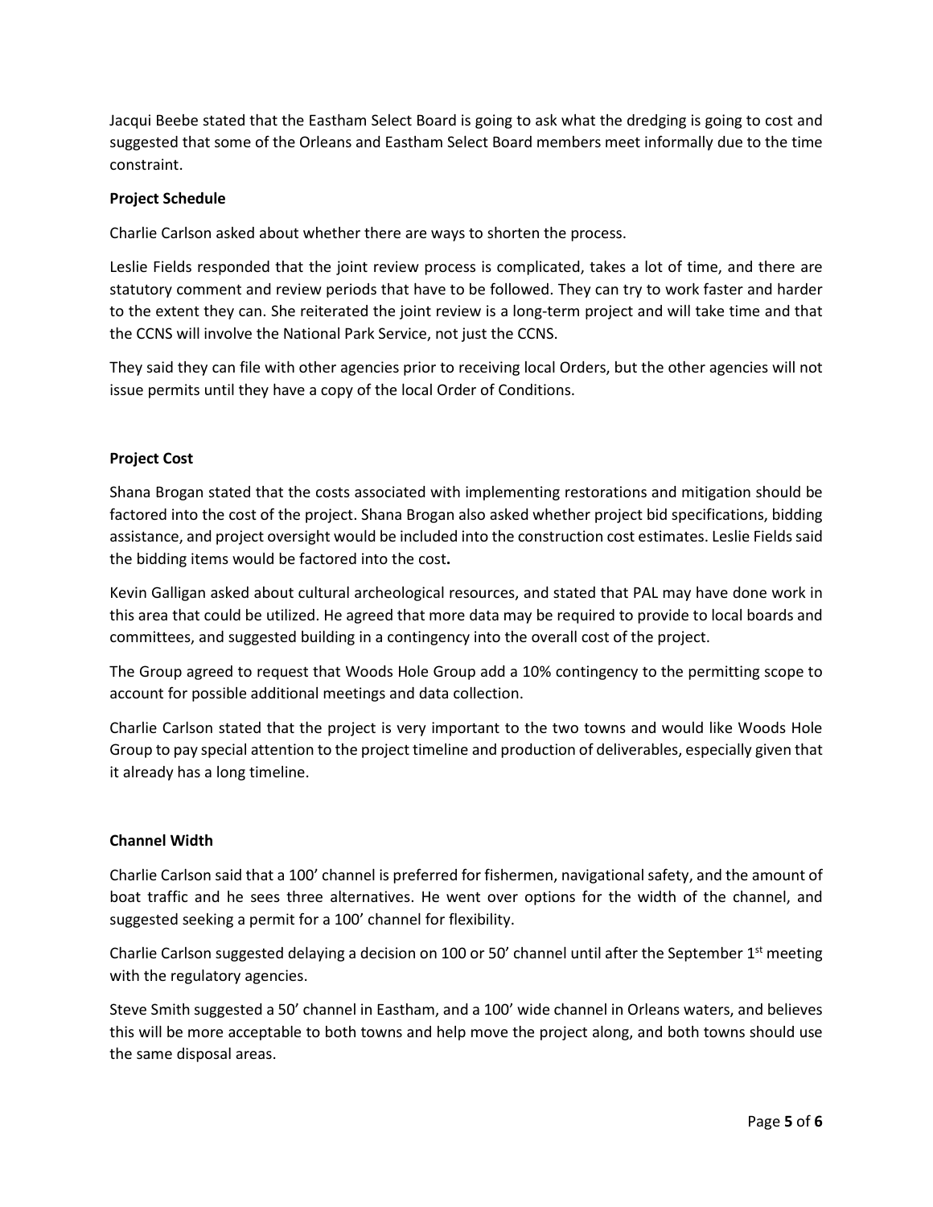Jacqui Beebe stated that the Eastham Select Board is going to ask what the dredging is going to cost and suggested that some of the Orleans and Eastham Select Board members meet informally due to the time constraint.

**Project Schedule**

Charlie Carlson asked about whether there are ways to shorten the process.

Leslie Fields responded that the joint review process is complicated, takes a lot of time, and there are statutory comment and review periods that have to be followed. They can try to work faster and harder to the extent they can. She reiterated the joint review is a long-term project and will take time and that the CCNS will involve the National Park Service, not just the CCNS.

They said they can file with other agencies prior to receiving local Orders, but the other agencies will not issue permits until they have a copy of the local Order of Conditions.

**Project Cost**

Shana Brogan stated that the costs associated with implementing restorations and mitigation should be factored into the cost of the project. Shana Brogan also asked whether project bid specifications, bidding assistance, and project oversight would be included into the construction cost estimates. Leslie Fields said the bidding items would be factored into the cost**.**

Kevin Galligan asked about cultural archeological resources, and stated that PAL may have done work in this area that could be utilized. He agreed that more data may be required to provide to local boards and committees, and suggested building in a contingency into the overall cost of the project.

The Group agreed to request that Woods Hole Group add a 10% contingency to the permitting scope to account for possible additional meetings and data collection.

Charlie Carlson stated that the project is very important to the two towns and would like Woods Hole Group to pay special attention to the project timeline and production of deliverables, especially given that it already has a long timeline.

**Channel Width**

Charlie Carlson said that a 100' channel is preferred for fishermen, navigational safety, and the amount of boat traffic and he sees three alternatives. He went over options for the width of the channel, and suggested seeking a permit for a 100' channel for flexibility.

Charlie Carlson suggested delaying a decision on 100 or 50' channel until after the September 1st meeting with the regulatory agencies.

Steve Smith suggested a 50' channel in Eastham, and a 100' wide channel in Orleans waters, and believes this will be more acceptable to both towns and help move the project along, and both towns should use the same disposal areas.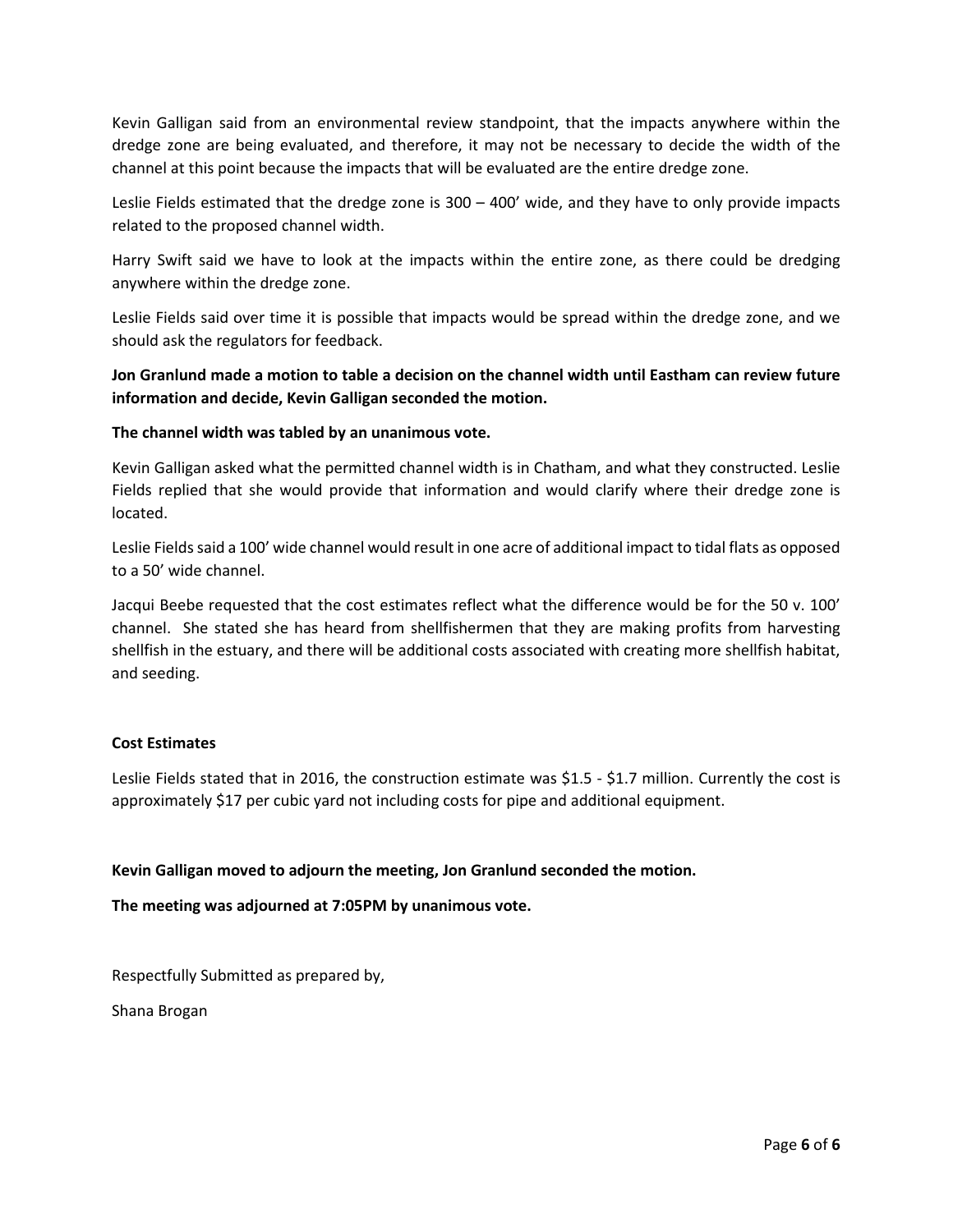Kevin Galligan said from an environmental review standpoint, that the impacts anywhere within the dredge zone are being evaluated, and therefore, it may not be necessary to decide the width of the channel at this point because the impacts that will be evaluated are the entire dredge zone.

Leslie Fields estimated that the dredge zone is 300 – 400' wide, and they have to only provide impacts related to the proposed channel width.

Harry Swift said we have to look at the impacts within the entire zone, as there could be dredging anywhere within the dredge zone.

Leslie Fields said over time it is possible that impacts would be spread within the dredge zone, and we should ask the regulators for feedback.

**Jon Granlund made a motion to table a decision on the channel width until Eastham can review future information and decide, Kevin Galligan seconded the motion.**

**The channel width was tabled by an unanimous vote.**

Kevin Galligan asked what the permitted channel width is in Chatham, and what they constructed. Leslie Fields replied that she would provide that information and would clarify where their dredge zone is located.

Leslie Fields said a 100' wide channel would result in one acre of additional impact to tidal flats as opposed to a 50' wide channel.

Jacqui Beebe requested that the cost estimates reflect what the difference would be for the 50 v. 100' channel. She stated she has heard from shellfishermen that they are making profits from harvesting shellfish in the estuary, and there will be additional costs associated with creating more shellfish habitat, and seeding.

**Cost Estimates**

Leslie Fields stated that in 2016, the construction estimate was $1.5 - $1.7 million. Currently the cost is approximately $17 per cubic yard not including costs for pipe and additional equipment.

**Kevin Galligan moved to adjourn the meeting, Jon Granlund seconded the motion.**

**The meeting was adjourned at 7:05PM by unanimous vote.**

Respectfully Submitted as prepared by,

Shana Brogan